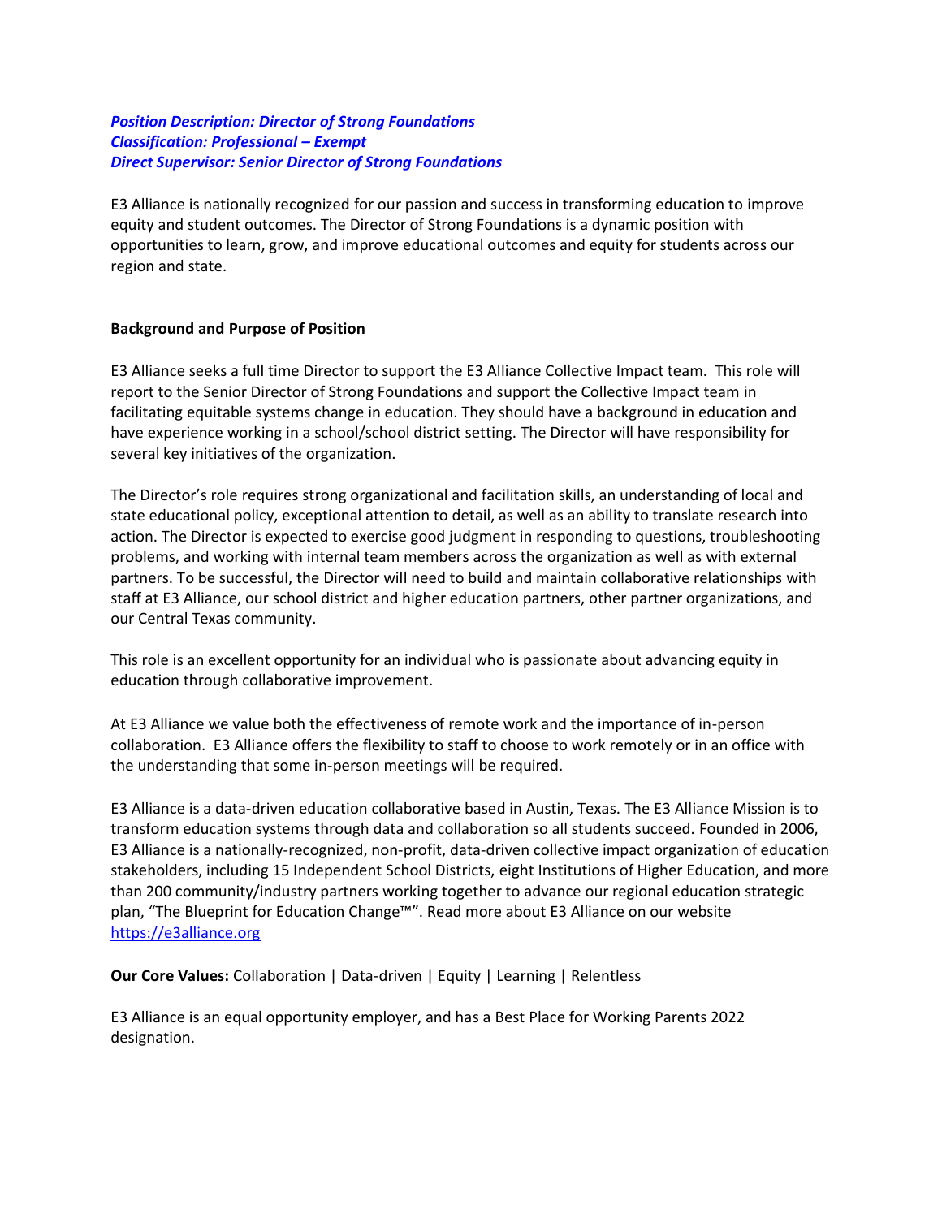***Position Description: Director of Strong Foundations***
***Classification: Professional – Exempt***
***Direct Supervisor: Senior Director of Strong Foundations***

E3 Alliance is nationally recognized for our passion and success in transforming education to improve equity and student outcomes. The Director of Strong Foundations is a dynamic position with opportunities to learn, grow, and improve educational outcomes and equity for students across our region and state.

**Background and Purpose of Position**

E3 Alliance seeks a full time Director to support the E3 Alliance Collective Impact team. This role will report to the Senior Director of Strong Foundations and support the Collective Impact team in facilitating equitable systems change in education. They should have a background in education and have experience working in a school/school district setting. The Director will have responsibility for several key initiatives of the organization.

The Director's role requires strong organizational and facilitation skills, an understanding of local and state educational policy, exceptional attention to detail, as well as an ability to translate research into action. The Director is expected to exercise good judgment in responding to questions, troubleshooting problems, and working with internal team members across the organization as well as with external partners. To be successful, the Director will need to build and maintain collaborative relationships with staff at E3 Alliance, our school district and higher education partners, other partner organizations, and our Central Texas community.

This role is an excellent opportunity for an individual who is passionate about advancing equity in education through collaborative improvement.

At E3 Alliance we value both the effectiveness of remote work and the importance of in-person collaboration. E3 Alliance offers the flexibility to staff to choose to work remotely or in an office with the understanding that some in-person meetings will be required.

E3 Alliance is a data-driven education collaborative based in Austin, Texas. The E3 Alliance Mission is to transform education systems through data and collaboration so all students succeed. Founded in 2006, E3 Alliance is a nationally-recognized, non-profit, data-driven collective impact organization of education stakeholders, including 15 Independent School Districts, eight Institutions of Higher Education, and more than 200 community/industry partners working together to advance our regional education strategic plan, "The Blueprint for Education Change™". Read more about E3 Alliance on our website [https://e3alliance.org](https://e3alliance.org)

**Our Core Values:** Collaboration | Data-driven | Equity | Learning | Relentless

E3 Alliance is an equal opportunity employer, and has a Best Place for Working Parents 2022 designation.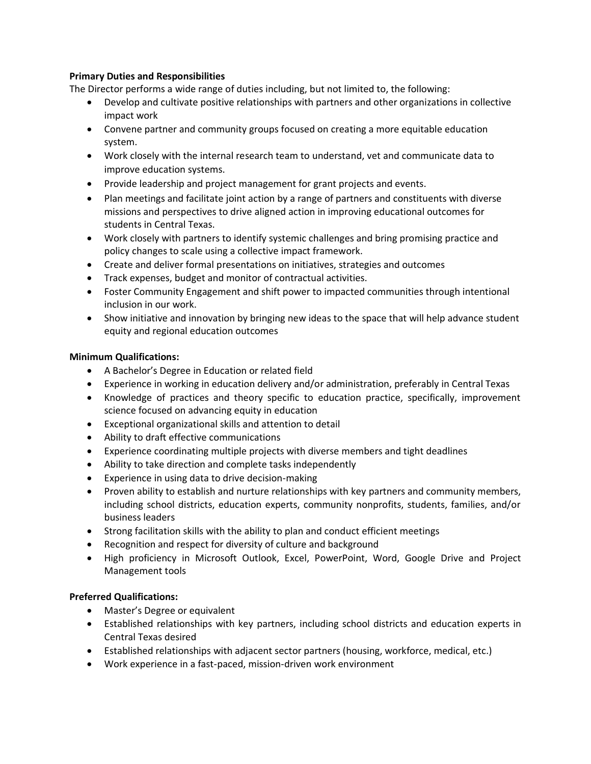**Primary Duties and Responsibilities**

The Director performs a wide range of duties including, but not limited to, the following:

- Develop and cultivate positive relationships with partners and other organizations in collective impact work
- Convene partner and community groups focused on creating a more equitable education system.
- Work closely with the internal research team to understand, vet and communicate data to improve education systems.
- Provide leadership and project management for grant projects and events.
- Plan meetings and facilitate joint action by a range of partners and constituents with diverse missions and perspectives to drive aligned action in improving educational outcomes for students in Central Texas.
- Work closely with partners to identify systemic challenges and bring promising practice and policy changes to scale using a collective impact framework.
- Create and deliver formal presentations on initiatives, strategies and outcomes
- Track expenses, budget and monitor of contractual activities.
- Foster Community Engagement and shift power to impacted communities through intentional inclusion in our work.
- Show initiative and innovation by bringing new ideas to the space that will help advance student equity and regional education outcomes

**Minimum Qualifications:**

- A Bachelor's Degree in Education or related field
- Experience in working in education delivery and/or administration, preferably in Central Texas
- Knowledge of practices and theory specific to education practice, specifically, improvement science focused on advancing equity in education
- Exceptional organizational skills and attention to detail
- Ability to draft effective communications
- Experience coordinating multiple projects with diverse members and tight deadlines
- Ability to take direction and complete tasks independently
- Experience in using data to drive decision-making
- Proven ability to establish and nurture relationships with key partners and community members, including school districts, education experts, community nonprofits, students, families, and/or business leaders
- Strong facilitation skills with the ability to plan and conduct efficient meetings
- Recognition and respect for diversity of culture and background
- High proficiency in Microsoft Outlook, Excel, PowerPoint, Word, Google Drive and Project Management tools

**Preferred Qualifications:**

- Master's Degree or equivalent
- Established relationships with key partners, including school districts and education experts in Central Texas desired
- Established relationships with adjacent sector partners (housing, workforce, medical, etc.)
- Work experience in a fast-paced, mission-driven work environment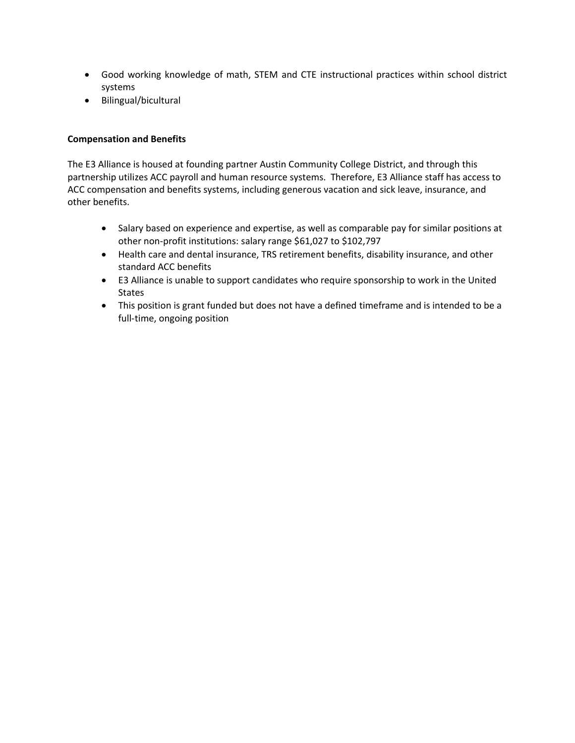- Good working knowledge of math, STEM and CTE instructional practices within school district systems
- Bilingual/bicultural

**Compensation and Benefits**

The E3 Alliance is housed at founding partner Austin Community College District, and through this partnership utilizes ACC payroll and human resource systems. Therefore, E3 Alliance staff has access to ACC compensation and benefits systems, including generous vacation and sick leave, insurance, and other benefits.

- Salary based on experience and expertise, as well as comparable pay for similar positions at other non-profit institutions: salary range $61,027 to $102,797
- Health care and dental insurance, TRS retirement benefits, disability insurance, and other standard ACC benefits
- E3 Alliance is unable to support candidates who require sponsorship to work in the United States
- This position is grant funded but does not have a defined timeframe and is intended to be a full-time, ongoing position